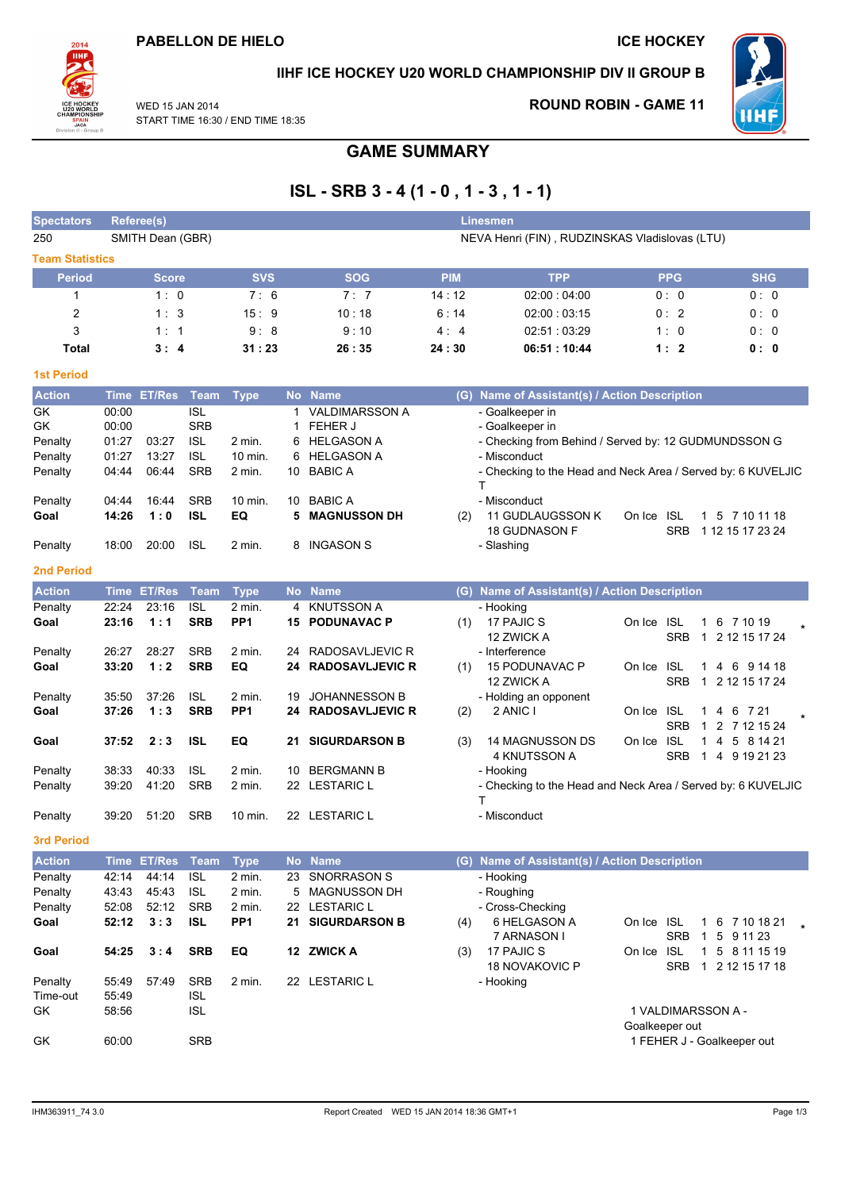PABELLON DE HIELO

ICE HOCKEY

IIHF ICE HOCKEY U20 WORLD CHAMPIONSHIP DIV II GROUP B

WED 15 JAN 2014
START TIME 16:30 / END TIME 18:35

ROUND ROBIN - GAME 11

# GAME SUMMARY

## ISL - SRB 3 - 4 (1 - 0 , 1 - 3 , 1 - 1)

| Spectators | Referee(s) | Linesmen |
|---|---|---|
| 250 | SMITH Dean (GBR) | NEVA Henri (FIN) , RUDZINSKAS Vladislovas (LTU) |

### Team Statistics

| Period | Score | SVS | SOG | PIM | TPP | PPG | SHG |
|---|---|---|---|---|---|---|---|
| 1 | 1 : 0 | 7 : 6 | 7 : 7 | 14 : 12 | 02:00 : 04:00 | 0 : 0 | 0 : 0 |
| 2 | 1 : 3 | 15 : 9 | 10 : 18 | 6 : 14 | 02:00 : 03:15 | 0 : 2 | 0 : 0 |
| 3 | 1 : 1 | 9 : 8 | 9 : 10 | 4 : 4 | 02:51 : 03:29 | 1 : 0 | 0 : 0 |
| **Total** | **3 : 4** | **31 : 23** | **26 : 35** | **24 : 30** | **06:51 : 10:44** | **1 : 2** | **0 : 0** |

### 1st Period

| Action | Time | ET/Res | Team | Type | No | Name | (G) | Name of Assistant(s) / Action Description | On Ice | |
|---|---|---|---|---|---|---|---|---|---|---|
| GK | 00:00 | | ISL | | 1 | VALDIMARSSON A | | - Goalkeeper in | | |
| GK | 00:00 | | SRB | | 1 | FEHER J | | - Goalkeeper in | | |
| Penalty | 01:27 | 03:27 | ISL | 2 min. | 6 | HELGASON A | | - Checking from Behind / Served by: 12 GUDMUNDSSON G | | |
| Penalty | 01:27 | 13:27 | ISL | 10 min. | 6 | HELGASON A | | - Misconduct | | |
| Penalty | 04:44 | 06:44 | SRB | 2 min. | 10 | BABIC A | | - Checking to the Head and Neck Area / Served by: 6 KUVELJIC T | | |
| Penalty | 04:44 | 16:44 | SRB | 10 min. | 10 | BABIC A | | - Misconduct | | |
| **Goal** | **14:26** | **1 : 0** | **ISL** | **EQ** | **5** | **MAGNUSSON DH** | (2) | 11 GUDLAUGSSON K, 18 GUDNASON F | ISL / SRB | 1 5 7 10 11 18 / 1 12 15 17 23 24 |
| Penalty | 18:00 | 20:00 | ISL | 2 min. | 8 | INGASON S | | - Slashing | | |

### 2nd Period

| Action | Time | ET/Res | Team | Type | No | Name | (G) | Name of Assistant(s) / Action Description | On Ice | |
|---|---|---|---|---|---|---|---|---|---|---|
| Penalty | 22:24 | 23:16 | ISL | 2 min. | 4 | KNUTSSON A | | - Hooking | | |
| **Goal** | **23:16** | **1 : 1** | **SRB** | **PP1** | **15** | **PODUNAVAC P** | (1) | 17 PAJIC S, 12 ZWICK A | ISL / SRB | 1 6 7 10 19 / 1 2 12 15 17 24 * |
| Penalty | 26:27 | 28:27 | SRB | 2 min. | 24 | RADOSAVLJEVIC R | | - Interference | | |
| **Goal** | **33:20** | **1 : 2** | **SRB** | **EQ** | **24** | **RADOSAVLJEVIC R** | (1) | 15 PODUNAVAC P, 12 ZWICK A | ISL / SRB | 1 4 6 9 14 18 / 1 2 12 15 17 24 |
| Penalty | 35:50 | 37:26 | ISL | 2 min. | 19 | JOHANNESSON B | | - Holding an opponent | | |
| **Goal** | **37:26** | **1 : 3** | **SRB** | **PP1** | **24** | **RADOSAVLJEVIC R** | (2) | 2 ANIC I | ISL / SRB | 1 4 6 7 21 / 1 2 7 12 15 24 * |
| **Goal** | **37:52** | **2 : 3** | **ISL** | **EQ** | **21** | **SIGURDARSON B** | (3) | 14 MAGNUSSON DS, 4 KNUTSSON A | ISL / SRB | 1 4 5 8 14 21 / 1 4 9 19 21 23 |
| Penalty | 38:33 | 40:33 | ISL | 2 min. | 10 | BERGMANN B | | - Hooking | | |
| Penalty | 39:20 | 41:20 | SRB | 2 min. | 22 | LESTARIC L | | - Checking to the Head and Neck Area / Served by: 6 KUVELJIC T | | |
| Penalty | 39:20 | 51:20 | SRB | 10 min. | 22 | LESTARIC L | | - Misconduct | | |

### 3rd Period

| Action | Time | ET/Res | Team | Type | No | Name | (G) | Name of Assistant(s) / Action Description | On Ice | |
|---|---|---|---|---|---|---|---|---|---|---|
| Penalty | 42:14 | 44:14 | ISL | 2 min. | 23 | SNORRASON S | | - Hooking | | |
| Penalty | 43:43 | 45:43 | ISL | 2 min. | 5 | MAGNUSSON DH | | - Roughing | | |
| Penalty | 52:08 | 52:12 | SRB | 2 min. | 22 | LESTARIC L | | - Cross-Checking | | |
| **Goal** | **52:12** | **3 : 3** | **ISL** | **PP1** | **21** | **SIGURDARSON B** | (4) | 6 HELGASON A, 7 ARNASON I | ISL / SRB | 1 6 7 10 18 21 / 1 5 9 11 23 * |
| **Goal** | **54:25** | **3 : 4** | **SRB** | **EQ** | **12** | **ZWICK A** | (3) | 17 PAJIC S, 18 NOVAKOVIC P | ISL / SRB | 1 5 8 11 15 19 / 1 2 12 15 17 18 |
| Penalty | 55:49 | 57:49 | SRB | 2 min. | 22 | LESTARIC L | | - Hooking | | |
| Time-out | 55:49 | | ISL | | | | | | | |
| GK | 58:56 | | ISL | | | | | 1 VALDIMARSSON A - Goalkeeper out | | |
| GK | 60:00 | | SRB | | | | | 1 FEHER J - Goalkeeper out | | |

IHM363911_74 3.0 Report Created WED 15 JAN 2014 18:36 GMT+1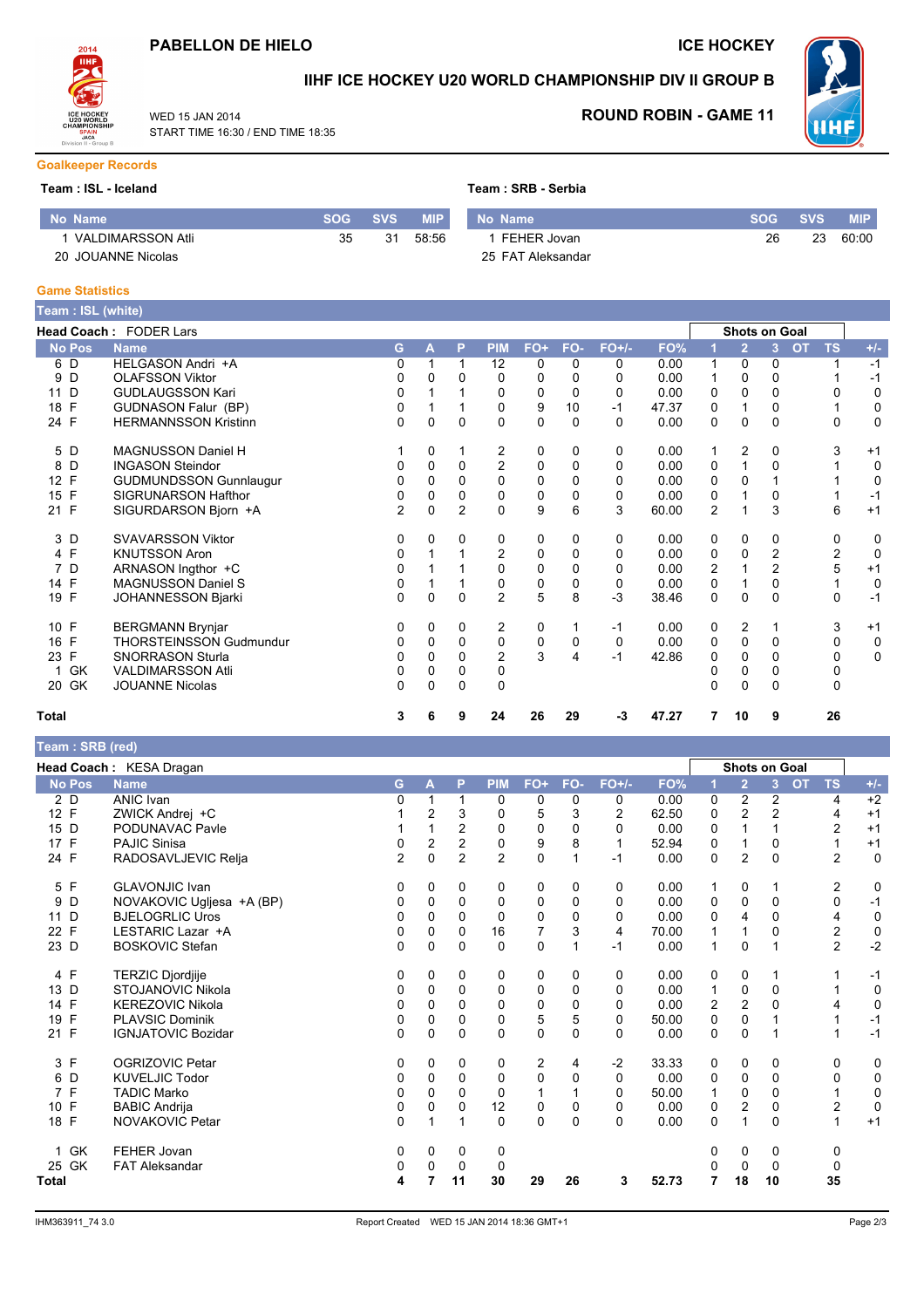# PABELLON DE HIELO

ICE HOCKEY

## IIHF ICE HOCKEY U20 WORLD CHAMPIONSHIP DIV II GROUP B

WED 15 JAN 2014
START TIME 16:30 / END TIME 18:35

**ROUND ROBIN - GAME 11**

### Goalkeeper Records

**Team : ISL - Iceland**

| No | Name | SOG | SVS | MIP |
|---|---|---|---|---|
| 1 | VALDIMARSSON Atli | 35 | 31 | 58:56 |
| 20 | JOUANNE Nicolas | | | |

**Team : SRB - Serbia**

| No | Name | SOG | SVS | MIP |
|---|---|---|---|---|
| 1 | FEHER Jovan | 26 | 23 | 60:00 |
| 25 | FAT Aleksandar | | | |

### Game Statistics

**Team : ISL (white)**

**Head Coach :** FODER Lars

| No | Pos | Name | G | A | P | PIM | FO+ | FO- | FO+/- | FO% | SOG 1 | SOG 2 | SOG 3 | SOG OT | SOG TS | +/- |
|---|---|---|---|---|---|---|---|---|---|---|---|---|---|---|---|---|
| 6 | D | HELGASON Andri +A | 0 | 1 | 1 | 12 | 0 | 0 | 0 | 0.00 | 1 | 0 | 0 | | 1 | -1 |
| 9 | D | OLAFSSON Viktor | 0 | 0 | 0 | 0 | 0 | 0 | 0 | 0.00 | 1 | 0 | 0 | | 1 | -1 |
| 11 | D | GUDLAUGSSON Kari | 0 | 1 | 1 | 0 | 0 | 0 | 0 | 0.00 | 0 | 0 | 0 | | 0 | 0 |
| 18 | F | GUDNASON Falur (BP) | 0 | 1 | 1 | 0 | 9 | 10 | -1 | 47.37 | 0 | 1 | 0 | | 1 | 0 |
| 24 | F | HERMANNSSON Kristinn | 0 | 0 | 0 | 0 | 0 | 0 | 0 | 0.00 | 0 | 0 | 0 | | 0 | 0 |
| 5 | D | MAGNUSSON Daniel H | 1 | 0 | 1 | 2 | 0 | 0 | 0 | 0.00 | 1 | 2 | 0 | | 3 | +1 |
| 8 | D | INGASON Steindor | 0 | 0 | 0 | 2 | 0 | 0 | 0 | 0.00 | 0 | 1 | 0 | | 1 | 0 |
| 12 | F | GUDMUNDSSON Gunnlaugur | 0 | 0 | 0 | 0 | 0 | 0 | 0 | 0.00 | 0 | 0 | 1 | | 1 | 0 |
| 15 | F | SIGRUNARSON Hafthor | 0 | 0 | 0 | 0 | 0 | 0 | 0 | 0.00 | 0 | 1 | 0 | | 1 | -1 |
| 21 | F | SIGURDARSON Bjorn +A | 2 | 0 | 2 | 0 | 9 | 6 | 3 | 60.00 | 2 | 1 | 3 | | 6 | +1 |
| 3 | D | SVAVARSSON Viktor | 0 | 0 | 0 | 0 | 0 | 0 | 0 | 0.00 | 0 | 0 | 0 | | 0 | 0 |
| 4 | F | KNUTSSON Aron | 0 | 1 | 1 | 2 | 0 | 0 | 0 | 0.00 | 0 | 0 | 2 | | 2 | 0 |
| 7 | D | ARNASON Ingthor +C | 0 | 1 | 1 | 0 | 0 | 0 | 0 | 0.00 | 2 | 1 | 2 | | 5 | +1 |
| 14 | F | MAGNUSSON Daniel S | 0 | 1 | 1 | 0 | 0 | 0 | 0 | 0.00 | 0 | 1 | 0 | | 1 | 0 |
| 19 | F | JOHANNESSON Bjarki | 0 | 0 | 0 | 2 | 5 | 8 | -3 | 38.46 | 0 | 0 | 0 | | 0 | -1 |
| 10 | F | BERGMANN Brynjar | 0 | 0 | 0 | 2 | 0 | 1 | -1 | 0.00 | 0 | 2 | 1 | | 3 | +1 |
| 16 | F | THORSTEINSSON Gudmundur | 0 | 0 | 0 | 0 | 0 | 0 | 0 | 0.00 | 0 | 0 | 0 | | 0 | 0 |
| 23 | F | SNORRASON Sturla | 0 | 0 | 0 | 2 | 3 | 4 | -1 | 42.86 | 0 | 0 | 0 | | 0 | 0 |
| 1 | GK | VALDIMARSSON Atli | 0 | 0 | 0 | 0 | | | | | 0 | 0 | 0 | | 0 | |
| 20 | GK | JOUANNE Nicolas | 0 | 0 | 0 | 0 | | | | | 0 | 0 | 0 | | 0 | |
| **Total** | | | **3** | **6** | **9** | **24** | **26** | **29** | **-3** | **47.27** | **7** | **10** | **9** | | **26** | |

**Team : SRB (red)**

**Head Coach :** KESA Dragan

| No | Pos | Name | G | A | P | PIM | FO+ | FO- | FO+/- | FO% | SOG 1 | SOG 2 | SOG 3 | SOG OT | SOG TS | +/- |
|---|---|---|---|---|---|---|---|---|---|---|---|---|---|---|---|---|
| 2 | D | ANIC Ivan | 0 | 1 | 1 | 0 | 0 | 0 | 0 | 0.00 | 0 | 2 | 2 | | 4 | +2 |
| 12 | F | ZWICK Andrej +C | 1 | 2 | 3 | 0 | 5 | 3 | 2 | 62.50 | 0 | 2 | 2 | | 4 | +1 |
| 15 | D | PODUNAVAC Pavle | 1 | 1 | 2 | 0 | 0 | 0 | 0 | 0.00 | 0 | 1 | 1 | | 2 | +1 |
| 17 | F | PAJIC Sinisa | 0 | 2 | 2 | 0 | 9 | 8 | 1 | 52.94 | 0 | 1 | 0 | | 1 | +1 |
| 24 | F | RADOSAVLJEVIC Relja | 2 | 0 | 2 | 2 | 0 | 1 | -1 | 0.00 | 0 | 2 | 0 | | 2 | 0 |
| 5 | F | GLAVONJIC Ivan | 0 | 0 | 0 | 0 | 0 | 0 | 0 | 0.00 | 1 | 0 | 1 | | 2 | 0 |
| 9 | D | NOVAKOVIC Ugljesa +A (BP) | 0 | 0 | 0 | 0 | 0 | 0 | 0 | 0.00 | 0 | 0 | 0 | | 0 | -1 |
| 11 | D | BJELOGRLIC Uros | 0 | 0 | 0 | 0 | 0 | 0 | 0 | 0.00 | 0 | 4 | 0 | | 4 | 0 |
| 22 | F | LESTARIC Lazar +A | 0 | 0 | 0 | 16 | 7 | 3 | 4 | 70.00 | 1 | 1 | 0 | | 2 | 0 |
| 23 | D | BOSKOVIC Stefan | 0 | 0 | 0 | 0 | 0 | 1 | -1 | 0.00 | 1 | 0 | 1 | | 2 | -2 |
| 4 | F | TERZIC Djordjije | 0 | 0 | 0 | 0 | 0 | 0 | 0 | 0.00 | 0 | 0 | 1 | | 1 | -1 |
| 13 | D | STOJANOVIC Nikola | 0 | 0 | 0 | 0 | 0 | 0 | 0 | 0.00 | 1 | 0 | 0 | | 1 | 0 |
| 14 | F | KEREZOVIC Nikola | 0 | 0 | 0 | 0 | 0 | 0 | 0 | 0.00 | 2 | 2 | 0 | | 4 | 0 |
| 19 | F | PLAVSIC Dominik | 0 | 0 | 0 | 0 | 5 | 5 | 0 | 50.00 | 0 | 0 | 1 | | 1 | -1 |
| 21 | F | IGNJATOVIC Bozidar | 0 | 0 | 0 | 0 | 0 | 0 | 0 | 0.00 | 0 | 0 | 1 | | 1 | -1 |
| 3 | F | OGRIZOVIC Petar | 0 | 0 | 0 | 0 | 2 | 4 | -2 | 33.33 | 0 | 0 | 0 | | 0 | 0 |
| 6 | D | KUVELJIC Todor | 0 | 0 | 0 | 0 | 0 | 0 | 0 | 0.00 | 0 | 0 | 0 | | 0 | 0 |
| 7 | F | TADIC Marko | 0 | 0 | 0 | 0 | 1 | 1 | 0 | 50.00 | 1 | 0 | 0 | | 1 | 0 |
| 10 | F | BABIC Andrija | 0 | 0 | 0 | 12 | 0 | 0 | 0 | 0.00 | 0 | 2 | 0 | | 2 | 0 |
| 18 | F | NOVAKOVIC Petar | 0 | 1 | 1 | 0 | 0 | 0 | 0 | 0.00 | 0 | 1 | 0 | | 1 | +1 |
| 1 | GK | FEHER Jovan | 0 | 0 | 0 | 0 | | | | | 0 | 0 | 0 | | 0 | |
| 25 | GK | FAT Aleksandar | 0 | 0 | 0 | 0 | | | | | 0 | 0 | 0 | | 0 | |
| **Total** | | | **4** | **7** | **11** | **30** | **29** | **26** | **3** | **52.73** | **7** | **18** | **10** | | **35** | |

IHM363911_74 3.0 Report Created WED 15 JAN 2014 18:36 GMT+1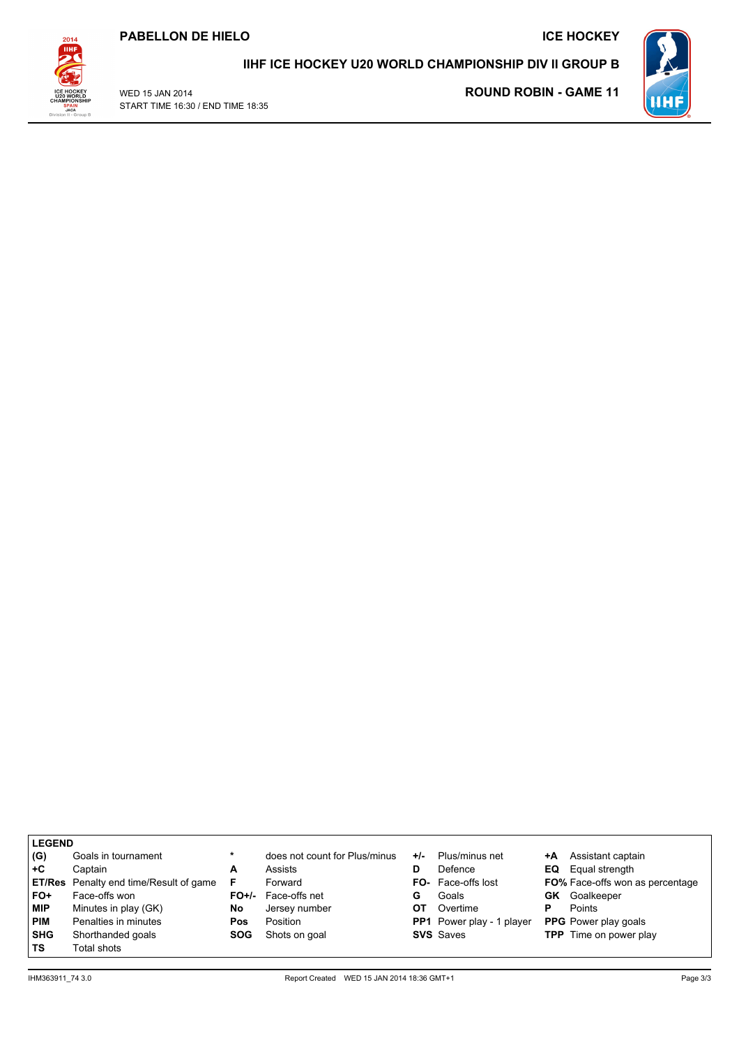## LEGEND

| | | | | | | | |
|---|---|---|---|---|---|---|---|
| **(G)** | Goals in tournament | **\*** | does not count for Plus/minus | **+/-** | Plus/minus net | **+A** | Assistant captain |
| **+C** | Captain | **A** | Assists | **D** | Defence | **EQ** | Equal strength |
| **ET/Res** | Penalty end time/Result of game | **F** | Forward | **FO-** | Face-offs lost | **FO%** | Face-offs won as percentage |
| **FO+** | Face-offs won | **FO+/-** | Face-offs net | **G** | Goals | **GK** | Goalkeeper |
| **MIP** | Minutes in play (GK) | **No** | Jersey number | **OT** | Overtime | **P** | Points |
| **PIM** | Penalties in minutes | **Pos** | Position | **PP1** | Power play - 1 player | **PPG** | Power play goals |
| **SHG** | Shorthanded goals | **SOG** | Shots on goal | **SVS** | Saves | **TPP** | Time on power play |
| **TS** | Total shots | | | | | | |

IHM363911_74 3.0 Report Created WED 15 JAN 2014 18:36 GMT+1